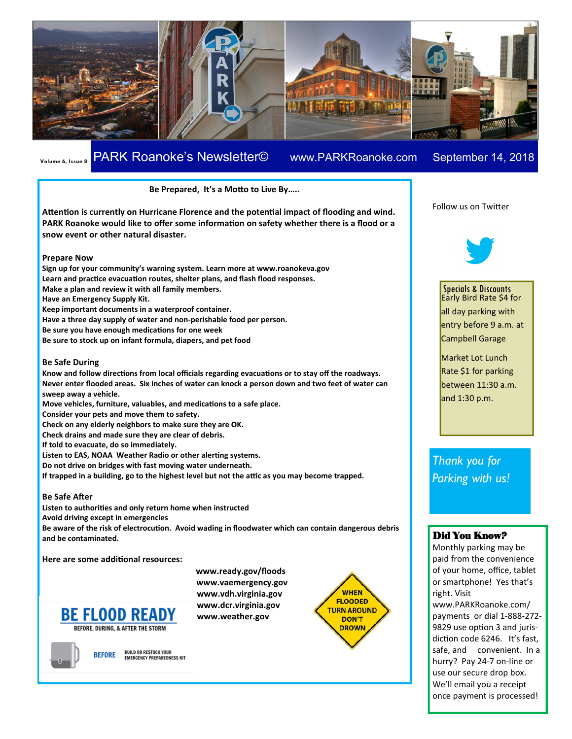Volume 6, Issue 8

# PARK Roanoke's Newsletter©

www.PARKRoanoke.com

September 14, 2018

## Be Prepared, It's a Motto to Live By…..

**Attention is currently on Hurricane Florence and the potential impact of flooding and wind. PARK Roanoke would like to offer some information on safety whether there is a flood or a snow event or other natural disaster.**

### Prepare Now

**Sign up for your community's warning system. Learn more at www.roanokeva.gov**
**Learn and practice evacuation routes, shelter plans, and flash flood responses.**
**Make a plan and review it with all family members.**
**Have an Emergency Supply Kit.**
**Keep important documents in a waterproof container.**
**Have a three day supply of water and non-perishable food per person.**
**Be sure you have enough medications for one week**
**Be sure to stock up on infant formula, diapers, and pet food**

### Be Safe During

**Know and follow directions from local officials regarding evacuations or to stay off the roadways.**
**Never enter flooded areas. Six inches of water can knock a person down and two feet of water can sweep away a vehicle.**
**Move vehicles, furniture, valuables, and medications to a safe place.**
**Consider your pets and move them to safety.**
**Check on any elderly neighbors to make sure they are OK.**
**Check drains and made sure they are clear of debris.**
**If told to evacuate, do so immediately.**
**Listen to EAS, NOAA Weather Radio or other alerting systems.**
**Do not drive on bridges with fast moving water underneath.**
**If trapped in a building, go to the highest level but not the attic as you may become trapped.**

### Be Safe After

**Listen to authorities and only return home when instructed**
**Avoid driving except in emergencies**
**Be aware of the risk of electrocution. Avoid wading in floodwater which can contain dangerous debris and be contaminated.**

**Here are some additional resources:**

**www.ready.gov/floods**
**www.vaemergency.gov**
**www.vdh.virginia.gov**
**www.dcr.virginia.gov**
**www.weather.gov**

BE FLOOD READY
BEFORE, DURING, & AFTER THE STORM

BEFORE — BUILD OR RESTOCK YOUR EMERGENCY PREPAREDNESS KIT

WHEN FLOODED TURN AROUND DON'T DROWN

Follow us on Twitter

### Specials & Discounts

Early Bird Rate $4 for all day parking with entry before 9 a.m. at Campbell Garage

Market Lot Lunch Rate $1 for parking between 11:30 a.m. and 1:30 p.m.

*Thank you for Parking with us!*

### Did You Know?

Monthly parking may be paid from the convenience of your home, office, tablet or smartphone! Yes that's right. Visit www.PARKRoanoke.com/payments or dial 1-888-272-9829 use option 3 and jurisdiction code 6246. It's fast, safe, and convenient. In a hurry? Pay 24-7 on-line or use our secure drop box. We'll email you a receipt once payment is processed!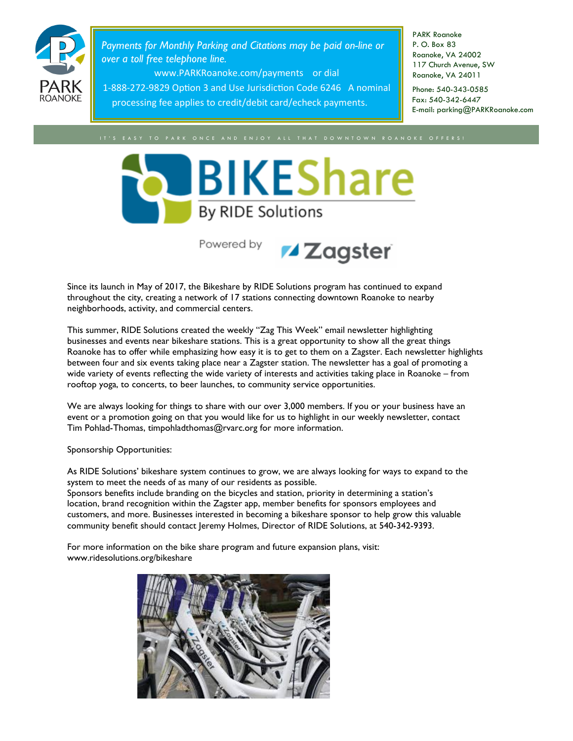*Payments for Monthly Parking and Citations may be paid on-line or over a toll free telephone line.*

www.PARKRoanoke.com/payments or dial 1-888-272-9829 Option 3 and Use Jurisdiction Code 6246 A nominal processing fee applies to credit/debit card/echeck payments.

PARK Roanoke
P. O. Box 83
Roanoke, VA 24002
117 Church Avenue, SW
Roanoke, VA 24011

Phone: 540-343-0585
Fax: 540-342-6447
E-mail: parking@PARKRoanoke.com

IT'S EASY TO PARK ONCE AND ENJOY ALL THAT DOWNTOWN ROANOKE OFFERS!

# BIKEShare

By RIDE Solutions

Powered by Zagster

Since its launch in May of 2017, the Bikeshare by RIDE Solutions program has continued to expand throughout the city, creating a network of 17 stations connecting downtown Roanoke to nearby neighborhoods, activity, and commercial centers.

This summer, RIDE Solutions created the weekly "Zag This Week" email newsletter highlighting businesses and events near bikeshare stations. This is a great opportunity to show all the great things Roanoke has to offer while emphasizing how easy it is to get to them on a Zagster. Each newsletter highlights between four and six events taking place near a Zagster station. The newsletter has a goal of promoting a wide variety of events reflecting the wide variety of interests and activities taking place in Roanoke – from rooftop yoga, to concerts, to beer launches, to community service opportunities.

We are always looking for things to share with our over 3,000 members. If you or your business have an event or a promotion going on that you would like for us to highlight in our weekly newsletter, contact Tim Pohlad-Thomas, timpohladthomas@rvarc.org for more information.

Sponsorship Opportunities:

As RIDE Solutions' bikeshare system continues to grow, we are always looking for ways to expand to the system to meet the needs of as many of our residents as possible.
Sponsors benefits include branding on the bicycles and station, priority in determining a station's location, brand recognition within the Zagster app, member benefits for sponsors employees and customers, and more. Businesses interested in becoming a bikeshare sponsor to help grow this valuable community benefit should contact Jeremy Holmes, Director of RIDE Solutions, at 540-342-9393.

For more information on the bike share program and future expansion plans, visit:
www.ridesolutions.org/bikeshare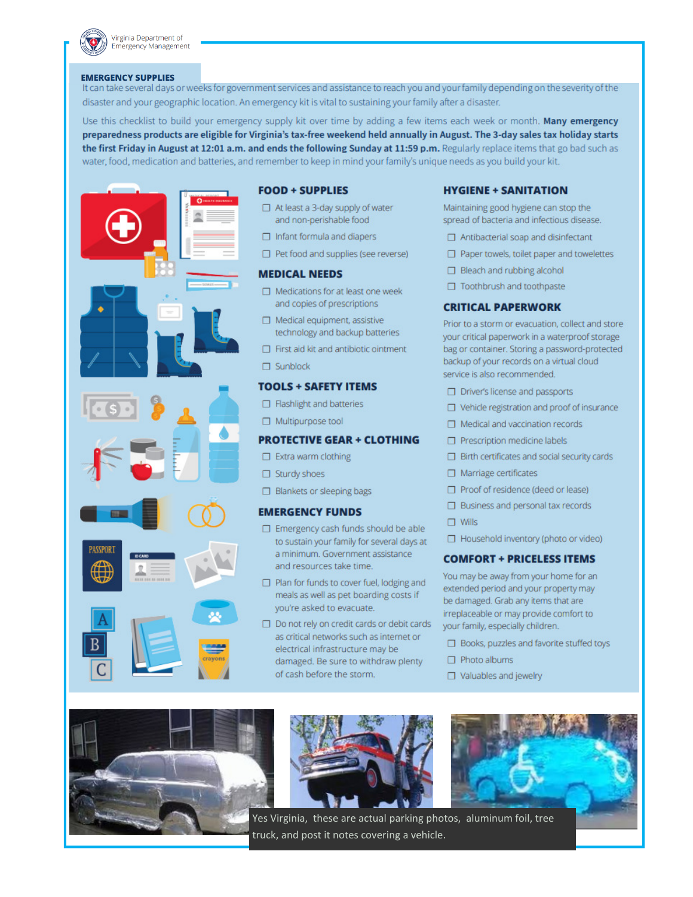Virginia Department of Emergency Management

## EMERGENCY SUPPLIES

It can take several days or weeks for government services and assistance to reach you and your family depending on the severity of the disaster and your geographic location. An emergency kit is vital to sustaining your family after a disaster.

Use this checklist to build your emergency supply kit over time by adding a few items each week or month. **Many emergency preparedness products are eligible for Virginia's tax-free weekend held annually in August. The 3-day sales tax holiday starts the first Friday in August at 12:01 a.m. and ends the following Sunday at 11:59 p.m.** Regularly replace items that go bad such as water, food, medication and batteries, and remember to keep in mind your family's unique needs as you build your kit.

### FOOD + SUPPLIES

- ☐ At least a 3-day supply of water and non-perishable food
- ☐ Infant formula and diapers
- ☐ Pet food and supplies (see reverse)

### MEDICAL NEEDS

- ☐ Medications for at least one week and copies of prescriptions
- ☐ Medical equipment, assistive technology and backup batteries
- ☐ First aid kit and antibiotic ointment
- ☐ Sunblock

### TOOLS + SAFETY ITEMS

- ☐ Flashlight and batteries
- ☐ Multipurpose tool

### PROTECTIVE GEAR + CLOTHING

- ☐ Extra warm clothing
- ☐ Sturdy shoes
- ☐ Blankets or sleeping bags

### EMERGENCY FUNDS

- ☐ Emergency cash funds should be able to sustain your family for several days at a minimum. Government assistance and resources take time.
- ☐ Plan for funds to cover fuel, lodging and meals as well as pet boarding costs if you're asked to evacuate.
- ☐ Do not rely on credit cards or debit cards as critical networks such as internet or electrical infrastructure may be damaged. Be sure to withdraw plenty of cash before the storm.

### HYGIENE + SANITATION

Maintaining good hygiene can stop the spread of bacteria and infectious disease.

- ☐ Antibacterial soap and disinfectant
- ☐ Paper towels, toilet paper and towelettes
- ☐ Bleach and rubbing alcohol
- ☐ Toothbrush and toothpaste

### CRITICAL PAPERWORK

Prior to a storm or evacuation, collect and store your critical paperwork in a waterproof storage bag or container. Storing a password-protected backup of your records on a virtual cloud service is also recommended.

- ☐ Driver's license and passports
- ☐ Vehicle registration and proof of insurance
- ☐ Medical and vaccination records
- ☐ Prescription medicine labels
- ☐ Birth certificates and social security cards
- ☐ Marriage certificates
- ☐ Proof of residence (deed or lease)
- ☐ Business and personal tax records
- ☐ Wills
- ☐ Household inventory (photo or video)

### COMFORT + PRICELESS ITEMS

You may be away from your home for an extended period and your property may be damaged. Grab any items that are irreplaceable or may provide comfort to your family, especially children.

- ☐ Books, puzzles and favorite stuffed toys
- ☐ Photo albums
- ☐ Valuables and jewelry

Yes Virginia, these are actual parking photos, aluminum foil, tree truck, and post it notes covering a vehicle.